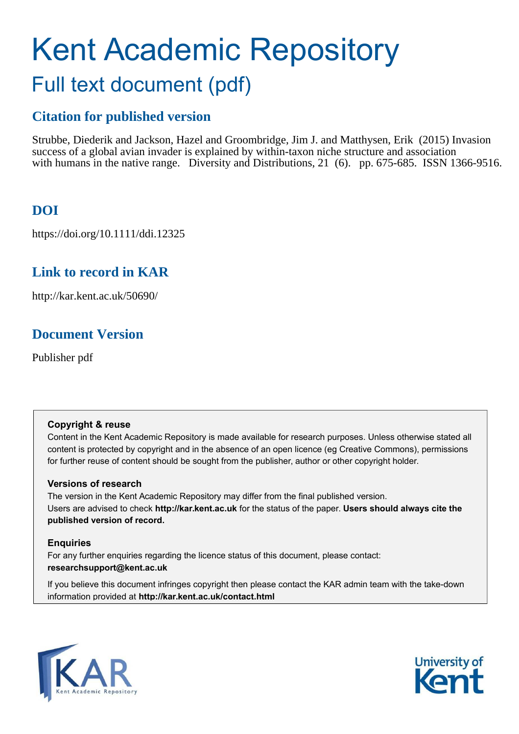# Kent Academic Repository

## Full text document (pdf)

### Citation for published version

Strubbe, Diederik and Jackson, Hazel and Groombridge, Jim J. and Matthysen, Erik (2015) Invasion success of a global avian invader is explained by within-taxon niche structure and association with humans in the native range. Diversity and Distributions, 21 (6). pp. 675-685. ISSN 1366-9516.

### DOI

https://doi.org/10.1111/ddi.12325

### Link to record in KAR

http://kar.kent.ac.uk/50690/

### Document Version

Publisher pdf

**Copyright & reuse**

Content in the Kent Academic Repository is made available for research purposes. Unless otherwise stated all content is protected by copyright and in the absence of an open licence (eg Creative Commons), permissions for further reuse of content should be sought from the publisher, author or other copyright holder.

**Versions of research**

The version in the Kent Academic Repository may differ from the final published version. Users are advised to check **http://kar.kent.ac.uk** for the status of the paper. **Users should always cite the published version of record.**

**Enquiries**

For any further enquiries regarding the licence status of this document, please contact: **researchsupport@kent.ac.uk**

If you believe this document infringes copyright then please contact the KAR admin team with the take-down information provided at **http://kar.kent.ac.uk/contact.html**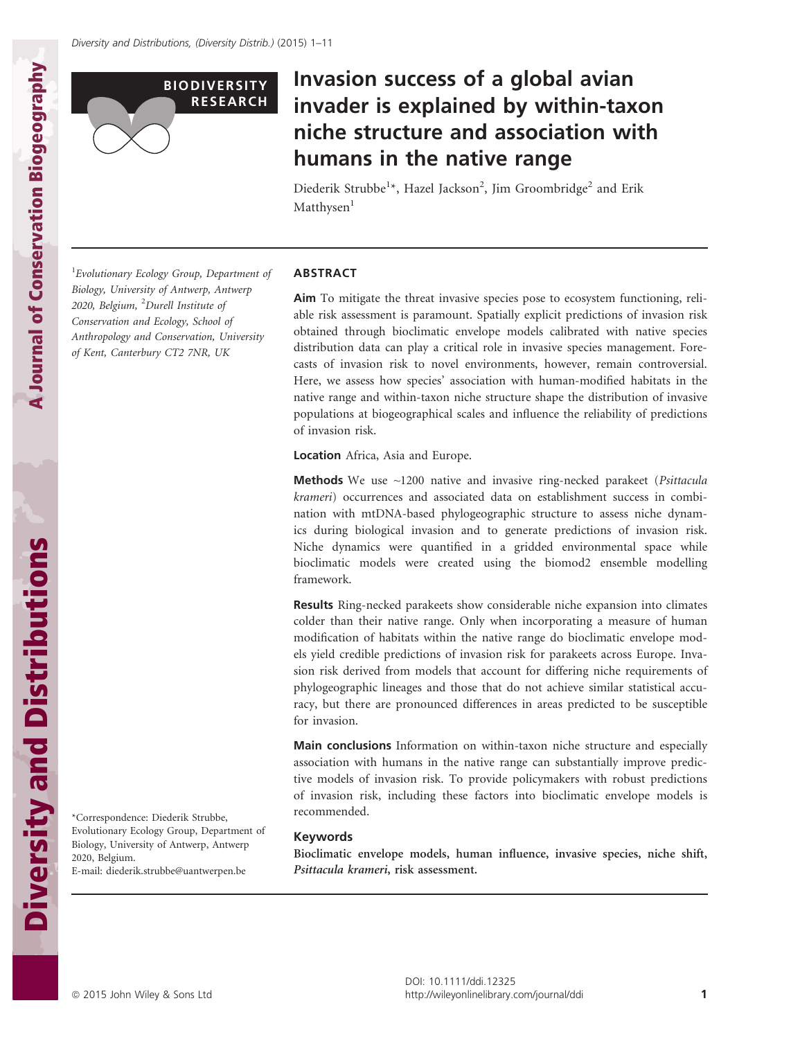# Invasion success of a global avian invader is explained by within-taxon niche structure and association with humans in the native range

Diederik Strubbe[1]*, Hazel Jackson[2], Jim Groombridge[2] and Erik Matthysen[1]

[1]Evolutionary Ecology Group, Department of Biology, University of Antwerp, Antwerp 2020, Belgium, [2]Durell Institute of Conservation and Ecology, School of Anthropology and Conservation, University of Kent, Canterbury CT2 7NR, UK

*Correspondence: Diederik Strubbe, Evolutionary Ecology Group, Department of Biology, University of Antwerp, Antwerp 2020, Belgium.
E-mail: diederik.strubbe@uantwerpen.be

## ABSTRACT

**Aim** To mitigate the threat invasive species pose to ecosystem functioning, reliable risk assessment is paramount. Spatially explicit predictions of invasion risk obtained through bioclimatic envelope models calibrated with native species distribution data can play a critical role in invasive species management. Forecasts of invasion risk to novel environments, however, remain controversial. Here, we assess how species' association with human-modified habitats in the native range and within-taxon niche structure shape the distribution of invasive populations at biogeographical scales and influence the reliability of predictions of invasion risk.

**Location** Africa, Asia and Europe.

**Methods** We use ~1200 native and invasive ring-necked parakeet (*Psittacula krameri*) occurrences and associated data on establishment success in combination with mtDNA-based phylogeographic structure to assess niche dynamics during biological invasion and to generate predictions of invasion risk. Niche dynamics were quantified in a gridded environmental space while bioclimatic models were created using the biomod2 ensemble modelling framework.

**Results** Ring-necked parakeets show considerable niche expansion into climates colder than their native range. Only when incorporating a measure of human modification of habitats within the native range do bioclimatic envelope models yield credible predictions of invasion risk for parakeets across Europe. Invasion risk derived from models that account for differing niche requirements of phylogeographic lineages and those that do not achieve similar statistical accuracy, but there are pronounced differences in areas predicted to be susceptible for invasion.

**Main conclusions** Information on within-taxon niche structure and especially association with humans in the native range can substantially improve predictive models of invasion risk. To provide policymakers with robust predictions of invasion risk, including these factors into bioclimatic envelope models is recommended.

### Keywords

**Bioclimatic envelope models, human influence, invasive species, niche shift, *Psittacula krameri*, risk assessment.**

DOI: 10.1111/ddi.12325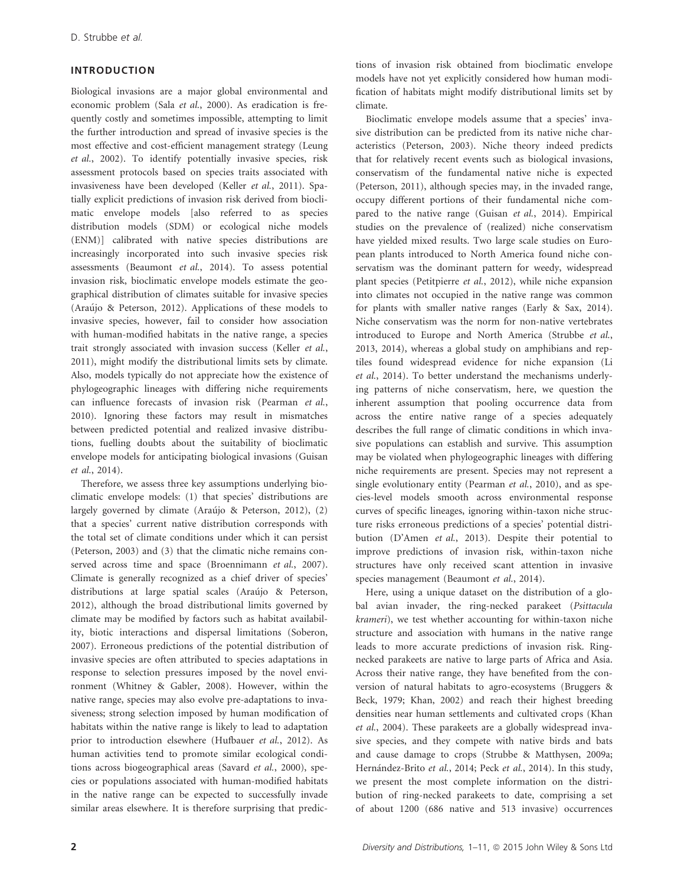## INTRODUCTION

Biological invasions are a major global environmental and economic problem (Sala *et al.*, 2000). As eradication is frequently costly and sometimes impossible, attempting to limit the further introduction and spread of invasive species is the most effective and cost-efficient management strategy (Leung *et al.*, 2002). To identify potentially invasive species, risk assessment protocols based on species traits associated with invasiveness have been developed (Keller *et al.*, 2011). Spatially explicit predictions of invasion risk derived from bioclimatic envelope models [also referred to as species distribution models (SDM) or ecological niche models (ENM)] calibrated with native species distributions are increasingly incorporated into such invasive species risk assessments (Beaumont *et al.*, 2014). To assess potential invasion risk, bioclimatic envelope models estimate the geographical distribution of climates suitable for invasive species (Araújo & Peterson, 2012). Applications of these models to invasive species, however, fail to consider how association with human-modified habitats in the native range, a species trait strongly associated with invasion success (Keller *et al.*, 2011), might modify the distributional limits sets by climate. Also, models typically do not appreciate how the existence of phylogeographic lineages with differing niche requirements can influence forecasts of invasion risk (Pearman *et al.*, 2010). Ignoring these factors may result in mismatches between predicted potential and realized invasive distributions, fuelling doubts about the suitability of bioclimatic envelope models for anticipating biological invasions (Guisan *et al.*, 2014).

Therefore, we assess three key assumptions underlying bioclimatic envelope models: (1) that species' distributions are largely governed by climate (Araújo & Peterson, 2012), (2) that a species' current native distribution corresponds with the total set of climate conditions under which it can persist (Peterson, 2003) and (3) that the climatic niche remains conserved across time and space (Broennimann *et al.*, 2007). Climate is generally recognized as a chief driver of species' distributions at large spatial scales (Araújo & Peterson, 2012), although the broad distributional limits governed by climate may be modified by factors such as habitat availability, biotic interactions and dispersal limitations (Soberon, 2007). Erroneous predictions of the potential distribution of invasive species are often attributed to species adaptations in response to selection pressures imposed by the novel environment (Whitney & Gabler, 2008). However, within the native range, species may also evolve pre-adaptations to invasiveness; strong selection imposed by human modification of habitats within the native range is likely to lead to adaptation prior to introduction elsewhere (Hufbauer *et al.*, 2012). As human activities tend to promote similar ecological conditions across biogeographical areas (Savard *et al.*, 2000), species or populations associated with human-modified habitats in the native range can be expected to successfully invade similar areas elsewhere. It is therefore surprising that predictions of invasion risk obtained from bioclimatic envelope models have not yet explicitly considered how human modification of habitats might modify distributional limits set by climate.

Bioclimatic envelope models assume that a species' invasive distribution can be predicted from its native niche characteristics (Peterson, 2003). Niche theory indeed predicts that for relatively recent events such as biological invasions, conservatism of the fundamental native niche is expected (Peterson, 2011), although species may, in the invaded range, occupy different portions of their fundamental niche compared to the native range (Guisan *et al.*, 2014). Empirical studies on the prevalence of (realized) niche conservatism have yielded mixed results. Two large scale studies on European plants introduced to North America found niche conservatism was the dominant pattern for weedy, widespread plant species (Petitpierre *et al.*, 2012), while niche expansion into climates not occupied in the native range was common for plants with smaller native ranges (Early & Sax, 2014). Niche conservatism was the norm for non-native vertebrates introduced to Europe and North America (Strubbe *et al.*, 2013, 2014), whereas a global study on amphibians and reptiles found widespread evidence for niche expansion (Li *et al.*, 2014). To better understand the mechanisms underlying patterns of niche conservatism, here, we question the inherent assumption that pooling occurrence data from across the entire native range of a species adequately describes the full range of climatic conditions in which invasive populations can establish and survive. This assumption may be violated when phylogeographic lineages with differing niche requirements are present. Species may not represent a single evolutionary entity (Pearman *et al.*, 2010), and as species-level models smooth across environmental response curves of specific lineages, ignoring within-taxon niche structure risks erroneous predictions of a species' potential distribution (D'Amen *et al.*, 2013). Despite their potential to improve predictions of invasion risk, within-taxon niche structures have only received scant attention in invasive species management (Beaumont *et al.*, 2014).

Here, using a unique dataset on the distribution of a global avian invader, the ring-necked parakeet (*Psittacula krameri*), we test whether accounting for within-taxon niche structure and association with humans in the native range leads to more accurate predictions of invasion risk. Ring-necked parakeets are native to large parts of Africa and Asia. Across their native range, they have benefited from the conversion of natural habitats to agro-ecosystems (Bruggers & Beck, 1979; Khan, 2002) and reach their highest breeding densities near human settlements and cultivated crops (Khan *et al.*, 2004). These parakeets are a globally widespread invasive species, and they compete with native birds and bats and cause damage to crops (Strubbe & Matthysen, 2009a; Hernández-Brito *et al.*, 2014; Peck *et al.*, 2014). In this study, we present the most complete information on the distribution of ring-necked parakeets to date, comprising a set of about 1200 (686 native and 513 invasive) occurrences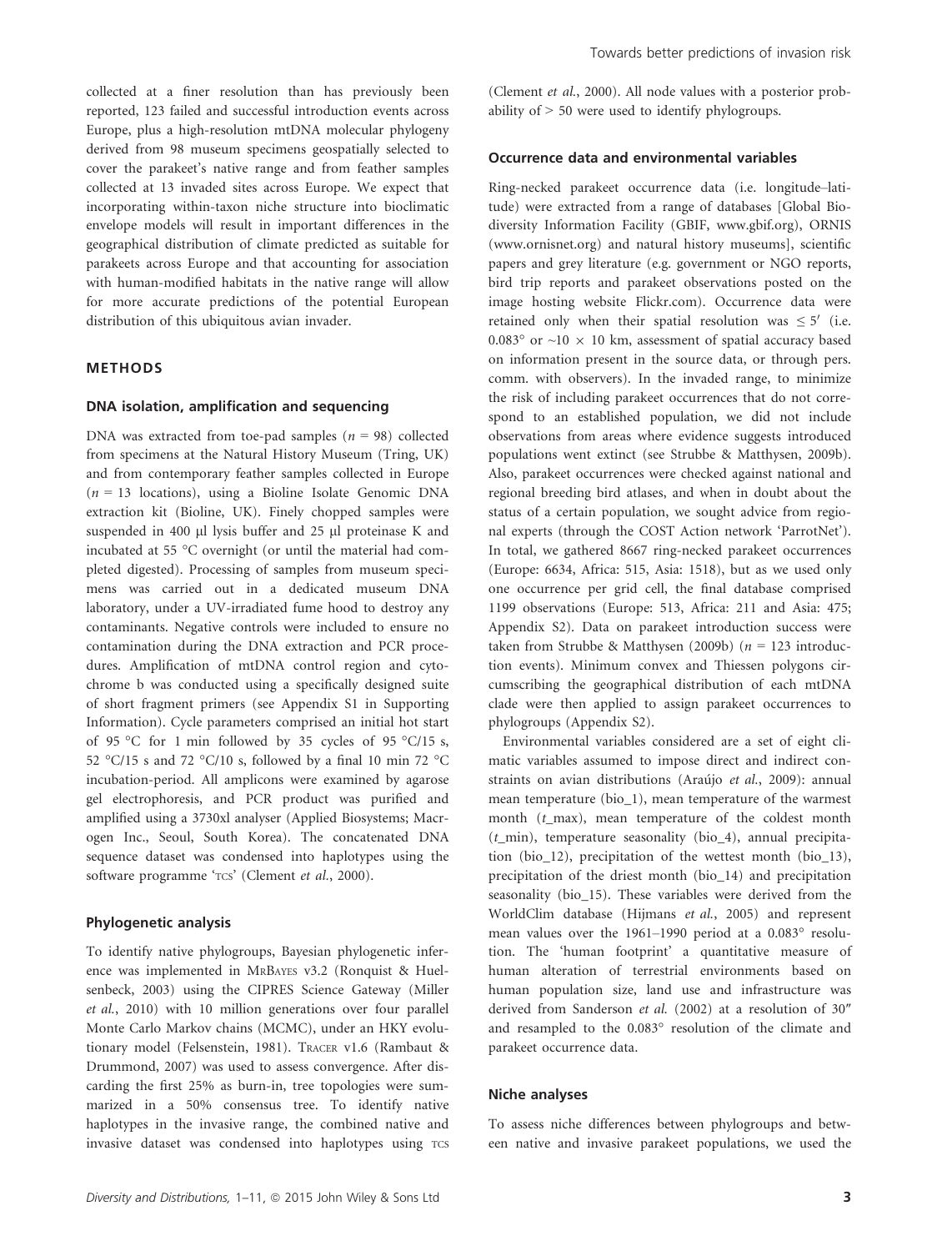collected at a finer resolution than has previously been reported, 123 failed and successful introduction events across Europe, plus a high-resolution mtDNA molecular phylogeny derived from 98 museum specimens geospatially selected to cover the parakeet's native range and from feather samples collected at 13 invaded sites across Europe. We expect that incorporating within-taxon niche structure into bioclimatic envelope models will result in important differences in the geographical distribution of climate predicted as suitable for parakeets across Europe and that accounting for association with human-modified habitats in the native range will allow for more accurate predictions of the potential European distribution of this ubiquitous avian invader.

## METHODS

### DNA isolation, amplification and sequencing

DNA was extracted from toe-pad samples ($n = 98$) collected from specimens at the Natural History Museum (Tring, UK) and from contemporary feather samples collected in Europe ($n = 13$ locations), using a Bioline Isolate Genomic DNA extraction kit (Bioline, UK). Finely chopped samples were suspended in 400 µl lysis buffer and 25 µl proteinase K and incubated at 55 °C overnight (or until the material had completed digested). Processing of samples from museum specimens was carried out in a dedicated museum DNA laboratory, under a UV-irradiated fume hood to destroy any contaminants. Negative controls were included to ensure no contamination during the DNA extraction and PCR procedures. Amplification of mtDNA control region and cytochrome b was conducted using a specifically designed suite of short fragment primers (see Appendix S1 in Supporting Information). Cycle parameters comprised an initial hot start of 95 °C for 1 min followed by 35 cycles of 95 °C/15 s, 52 °C/15 s and 72 °C/10 s, followed by a final 10 min 72 °C incubation-period. All amplicons were examined by agarose gel electrophoresis, and PCR product was purified and amplified using a 3730xl analyser (Applied Biosystems; Macrogen Inc., Seoul, South Korea). The concatenated DNA sequence dataset was condensed into haplotypes using the software programme 'TCS' (Clement *et al.*, 2000).

### Phylogenetic analysis

To identify native phylogroups, Bayesian phylogenetic inference was implemented in MrBayes v3.2 (Ronquist & Huelsenbeck, 2003) using the CIPRES Science Gateway (Miller *et al.*, 2010) with 10 million generations over four parallel Monte Carlo Markov chains (MCMC), under an HKY evolutionary model (Felsenstein, 1981). Tracer v1.6 (Rambaut & Drummond, 2007) was used to assess convergence. After discarding the first 25% as burn-in, tree topologies were summarized in a 50% consensus tree. To identify native haplotypes in the invasive range, the combined native and invasive dataset was condensed into haplotypes using TCS (Clement *et al.*, 2000). All node values with a posterior probability of > 50 were used to identify phylogroups.

### Occurrence data and environmental variables

Ring-necked parakeet occurrence data (i.e. longitude–latitude) were extracted from a range of databases [Global Biodiversity Information Facility (GBIF, www.gbif.org), ORNIS (www.ornisnet.org) and natural history museums], scientific papers and grey literature (e.g. government or NGO reports, bird trip reports and parakeet observations posted on the image hosting website Flickr.com). Occurrence data were retained only when their spatial resolution was ≤ 5′ (i.e. 0.083° or ~10 × 10 km, assessment of spatial accuracy based on information present in the source data, or through pers. comm. with observers). In the invaded range, to minimize the risk of including parakeet occurrences that do not correspond to an established population, we did not include observations from areas where evidence suggests introduced populations went extinct (see Strubbe & Matthysen, 2009b). Also, parakeet occurrences were checked against national and regional breeding bird atlases, and when in doubt about the status of a certain population, we sought advice from regional experts (through the COST Action network 'ParrotNet'). In total, we gathered 8667 ring-necked parakeet occurrences (Europe: 6634, Africa: 515, Asia: 1518), but as we used only one occurrence per grid cell, the final database comprised 1199 observations (Europe: 513, Africa: 211 and Asia: 475; Appendix S2). Data on parakeet introduction success were taken from Strubbe & Matthysen (2009b) ($n = 123$ introduction events). Minimum convex and Thiessen polygons circumscribing the geographical distribution of each mtDNA clade were then applied to assign parakeet occurrences to phylogroups (Appendix S2).

Environmental variables considered are a set of eight climatic variables assumed to impose direct and indirect constraints on avian distributions (Araújo *et al.*, 2009): annual mean temperature (bio_1), mean temperature of the warmest month ($t$_max), mean temperature of the coldest month ($t$_min), temperature seasonality (bio_4), annual precipitation (bio_12), precipitation of the wettest month (bio_13), precipitation of the driest month (bio_14) and precipitation seasonality (bio_15). These variables were derived from the WorldClim database (Hijmans *et al.*, 2005) and represent mean values over the 1961–1990 period at a 0.083° resolution. The 'human footprint' a quantitative measure of human alteration of terrestrial environments based on human population size, land use and infrastructure was derived from Sanderson *et al.* (2002) at a resolution of 30″ and resampled to the 0.083° resolution of the climate and parakeet occurrence data.

### Niche analyses

To assess niche differences between phylogroups and between native and invasive parakeet populations, we used the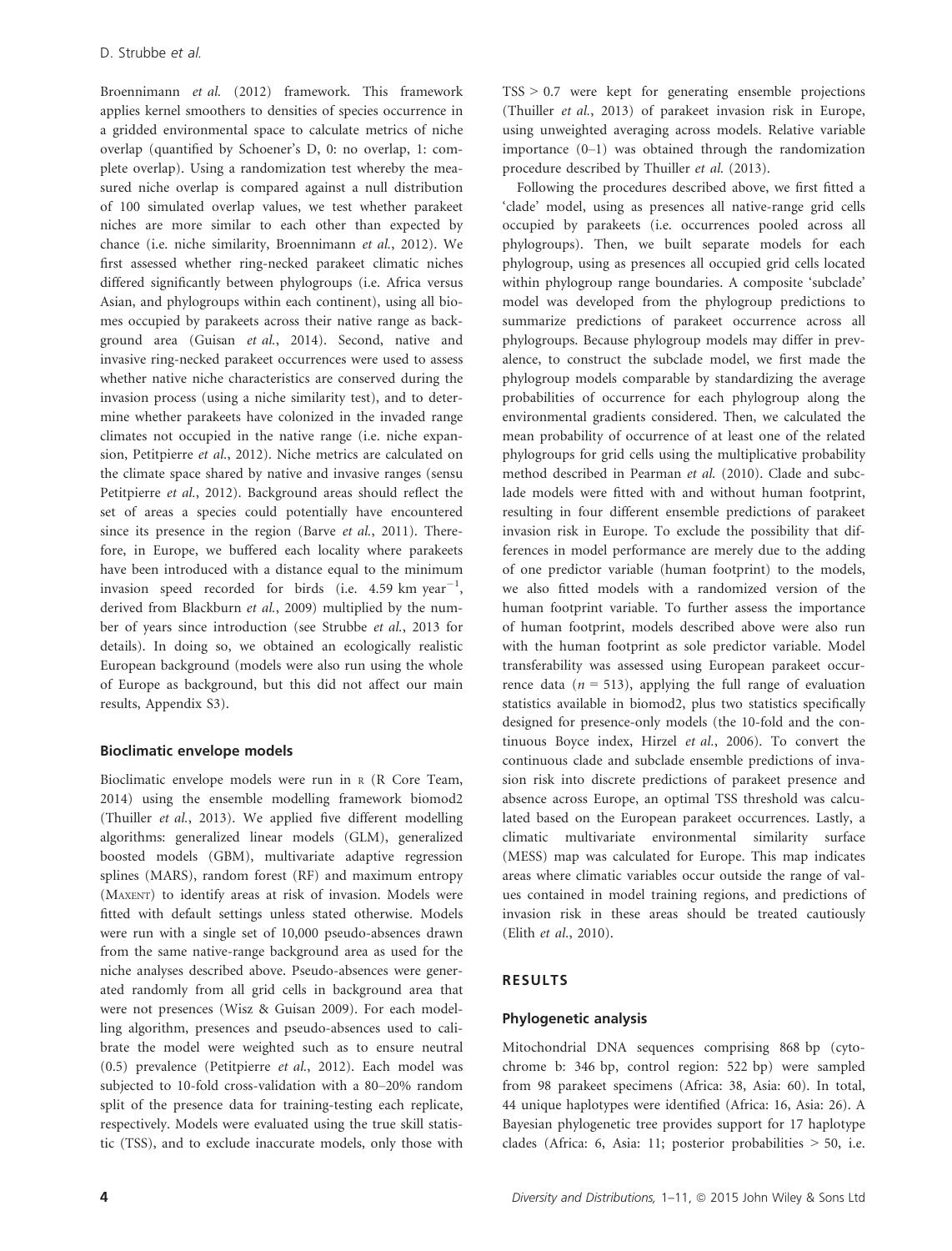Broennimann *et al.* (2012) framework. This framework applies kernel smoothers to densities of species occurrence in a gridded environmental space to calculate metrics of niche overlap (quantified by Schoener's D, 0: no overlap, 1: complete overlap). Using a randomization test whereby the measured niche overlap is compared against a null distribution of 100 simulated overlap values, we test whether parakeet niches are more similar to each other than expected by chance (i.e. niche similarity, Broennimann *et al.*, 2012). We first assessed whether ring-necked parakeet climatic niches differed significantly between phylogroups (i.e. Africa versus Asian, and phylogroups within each continent), using all biomes occupied by parakeets across their native range as background area (Guisan *et al.*, 2014). Second, native and invasive ring-necked parakeet occurrences were used to assess whether native niche characteristics are conserved during the invasion process (using a niche similarity test), and to determine whether parakeets have colonized in the invaded range climates not occupied in the native range (i.e. niche expansion, Petitpierre *et al.*, 2012). Niche metrics are calculated on the climate space shared by native and invasive ranges (sensu Petitpierre *et al.*, 2012). Background areas should reflect the set of areas a species could potentially have encountered since its presence in the region (Barve *et al.*, 2011). Therefore, in Europe, we buffered each locality where parakeets have been introduced with a distance equal to the minimum invasion speed recorded for birds (i.e. 4.59 km year$^{-1}$, derived from Blackburn *et al.*, 2009) multiplied by the number of years since introduction (see Strubbe *et al.*, 2013 for details). In doing so, we obtained an ecologically realistic European background (models were also run using the whole of Europe as background, but this did not affect our main results, Appendix S3).

### Bioclimatic envelope models

Bioclimatic envelope models were run in R (R Core Team, 2014) using the ensemble modelling framework biomod2 (Thuiller *et al.*, 2013). We applied five different modelling algorithms: generalized linear models (GLM), generalized boosted models (GBM), multivariate adaptive regression splines (MARS), random forest (RF) and maximum entropy (MAXENT) to identify areas at risk of invasion. Models were fitted with default settings unless stated otherwise. Models were run with a single set of 10,000 pseudo-absences drawn from the same native-range background area as used for the niche analyses described above. Pseudo-absences were generated randomly from all grid cells in background area that were not presences (Wisz & Guisan 2009). For each modelling algorithm, presences and pseudo-absences used to calibrate the model were weighted such as to ensure neutral (0.5) prevalence (Petitpierre *et al.*, 2012). Each model was subjected to 10-fold cross-validation with a 80–20% random split of the presence data for training-testing each replicate, respectively. Models were evaluated using the true skill statistic (TSS), and to exclude inaccurate models, only those with TSS > 0.7 were kept for generating ensemble projections (Thuiller *et al.*, 2013) of parakeet invasion risk in Europe, using unweighted averaging across models. Relative variable importance (0–1) was obtained through the randomization procedure described by Thuiller *et al.* (2013).

Following the procedures described above, we first fitted a 'clade' model, using as presences all native-range grid cells occupied by parakeets (i.e. occurrences pooled across all phylogroups). Then, we built separate models for each phylogroup, using as presences all occupied grid cells located within phylogroup range boundaries. A composite 'subclade' model was developed from the phylogroup predictions to summarize predictions of parakeet occurrence across all phylogroups. Because phylogroup models may differ in prevalence, to construct the subclade model, we first made the phylogroup models comparable by standardizing the average probabilities of occurrence for each phylogroup along the environmental gradients considered. Then, we calculated the mean probability of occurrence of at least one of the related phylogroups for grid cells using the multiplicative probability method described in Pearman *et al.* (2010). Clade and subclade models were fitted with and without human footprint, resulting in four different ensemble predictions of parakeet invasion risk in Europe. To exclude the possibility that differences in model performance are merely due to the adding of one predictor variable (human footprint) to the models, we also fitted models with a randomized version of the human footprint variable. To further assess the importance of human footprint, models described above were also run with the human footprint as sole predictor variable. Model transferability was assessed using European parakeet occurrence data ($n = 513$), applying the full range of evaluation statistics available in biomod2, plus two statistics specifically designed for presence-only models (the 10-fold and the continuous Boyce index, Hirzel *et al.*, 2006). To convert the continuous clade and subclade ensemble predictions of invasion risk into discrete predictions of parakeet presence and absence across Europe, an optimal TSS threshold was calculated based on the European parakeet occurrences. Lastly, a climatic multivariate environmental similarity surface (MESS) map was calculated for Europe. This map indicates areas where climatic variables occur outside the range of values contained in model training regions, and predictions of invasion risk in these areas should be treated cautiously (Elith *et al.*, 2010).

## RESULTS

### Phylogenetic analysis

Mitochondrial DNA sequences comprising 868 bp (cytochrome b: 346 bp, control region: 522 bp) were sampled from 98 parakeet specimens (Africa: 38, Asia: 60). In total, 44 unique haplotypes were identified (Africa: 16, Asia: 26). A Bayesian phylogenetic tree provides support for 17 haplotype clades (Africa: 6, Asia: 11; posterior probabilities > 50, i.e.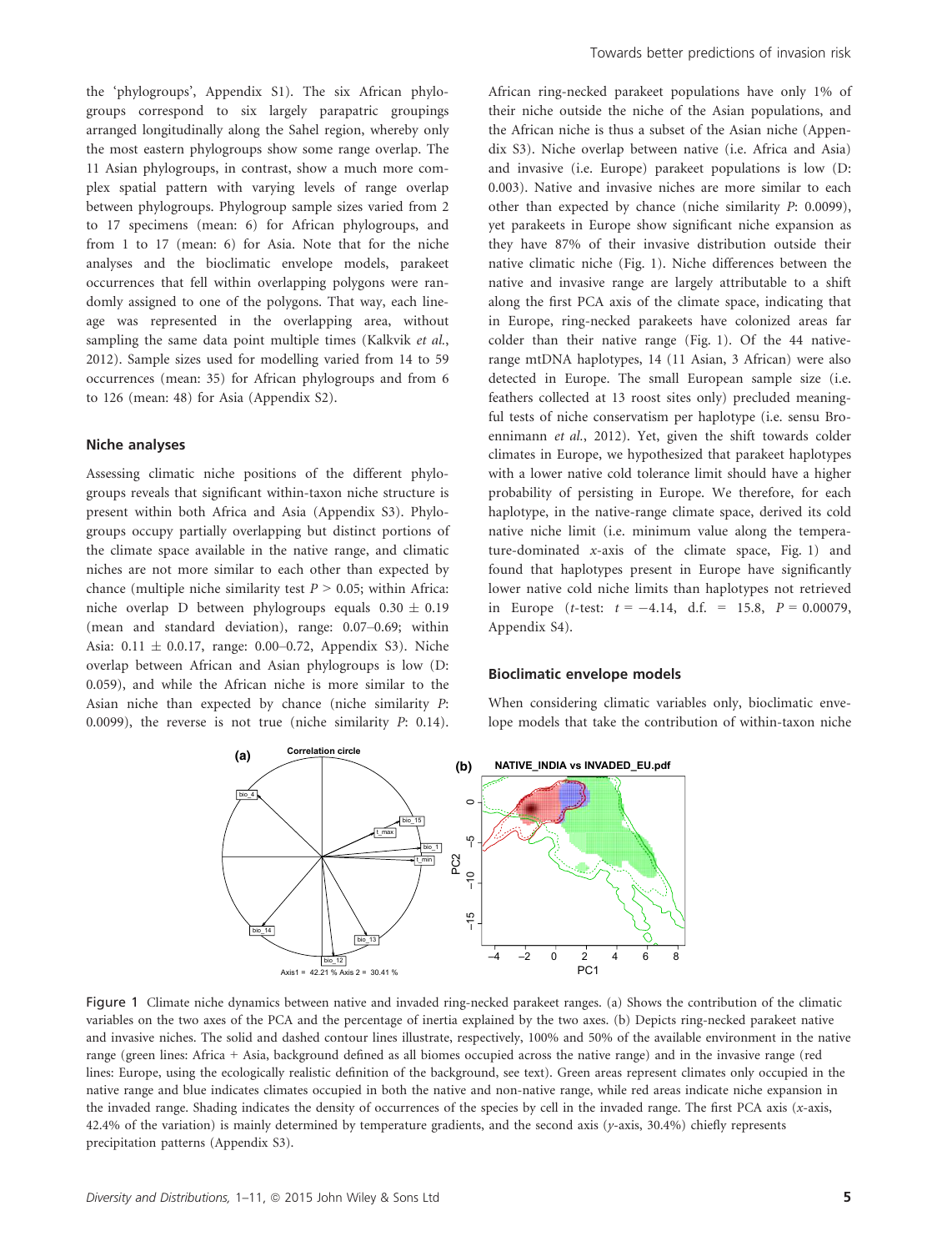the 'phylogroups', Appendix S1). The six African phylogroups correspond to six largely parapatric groupings arranged longitudinally along the Sahel region, whereby only the most eastern phylogroups show some range overlap. The 11 Asian phylogroups, in contrast, show a much more complex spatial pattern with varying levels of range overlap between phylogroups. Phylogroup sample sizes varied from 2 to 17 specimens (mean: 6) for African phylogroups, and from 1 to 17 (mean: 6) for Asia. Note that for the niche analyses and the bioclimatic envelope models, parakeet occurrences that fell within overlapping polygons were randomly assigned to one of the polygons. That way, each lineage was represented in the overlapping area, without sampling the same data point multiple times (Kalkvik *et al.*, 2012). Sample sizes used for modelling varied from 14 to 59 occurrences (mean: 35) for African phylogroups and from 6 to 126 (mean: 48) for Asia (Appendix S2).

### Niche analyses

Assessing climatic niche positions of the different phylogroups reveals that significant within-taxon niche structure is present within both Africa and Asia (Appendix S3). Phylogroups occupy partially overlapping but distinct portions of the climate space available in the native range, and climatic niches are not more similar to each other than expected by chance (multiple niche similarity test $P > 0.05$; within Africa: niche overlap D between phylogroups equals $0.30 \pm 0.19$ (mean and standard deviation), range: 0.07–0.69; within Asia: $0.11 \pm 0.0.17$, range: 0.00–0.72, Appendix S3). Niche overlap between African and Asian phylogroups is low (D: 0.059), and while the African niche is more similar to the Asian niche than expected by chance (niche similarity *P*: 0.0099), the reverse is not true (niche similarity *P*: 0.14). African ring-necked parakeet populations have only 1% of their niche outside the niche of the Asian populations, and the African niche is thus a subset of the Asian niche (Appendix S3). Niche overlap between native (i.e. Africa and Asia) and invasive (i.e. Europe) parakeet populations is low (D: 0.003). Native and invasive niches are more similar to each other than expected by chance (niche similarity *P*: 0.0099), yet parakeets in Europe show significant niche expansion as they have 87% of their invasive distribution outside their native climatic niche (Fig. 1). Niche differences between the native and invasive range are largely attributable to a shift along the first PCA axis of the climate space, indicating that in Europe, ring-necked parakeets have colonized areas far colder than their native range (Fig. 1). Of the 44 native-range mtDNA haplotypes, 14 (11 Asian, 3 African) were also detected in Europe. The small European sample size (i.e. feathers collected at 13 roost sites only) precluded meaningful tests of niche conservatism per haplotype (i.e. sensu Broennimann *et al.*, 2012). Yet, given the shift towards colder climates in Europe, we hypothesized that parakeet haplotypes with a lower native cold tolerance limit should have a higher probability of persisting in Europe. We therefore, for each haplotype, in the native-range climate space, derived its cold native niche limit (i.e. minimum value along the temperature-dominated *x*-axis of the climate space, Fig. 1) and found that haplotypes present in Europe have significantly lower native cold niche limits than haplotypes not retrieved in Europe (*t*-test: $t = -4.14$, d.f. = 15.8, $P = 0.00079$, Appendix S4).

### Bioclimatic envelope models

When considering climatic variables only, bioclimatic envelope models that take the contribution of within-taxon niche

Figure 1 Climate niche dynamics between native and invaded ring-necked parakeet ranges. (a) Shows the contribution of the climatic variables on the two axes of the PCA and the percentage of inertia explained by the two axes. (b) Depicts ring-necked parakeet native and invasive niches. The solid and dashed contour lines illustrate, respectively, 100% and 50% of the available environment in the native range (green lines: Africa + Asia, background defined as all biomes occupied across the native range) and in the invasive range (red lines: Europe, using the ecologically realistic definition of the background, see text). Green areas represent climates only occupied in the native range and blue indicates climates occupied in both the native and non-native range, while red areas indicate niche expansion in the invaded range. Shading indicates the density of occurrences of the species by cell in the invaded range. The first PCA axis (*x*-axis, 42.4% of the variation) is mainly determined by temperature gradients, and the second axis (*y*-axis, 30.4%) chiefly represents precipitation patterns (Appendix S3).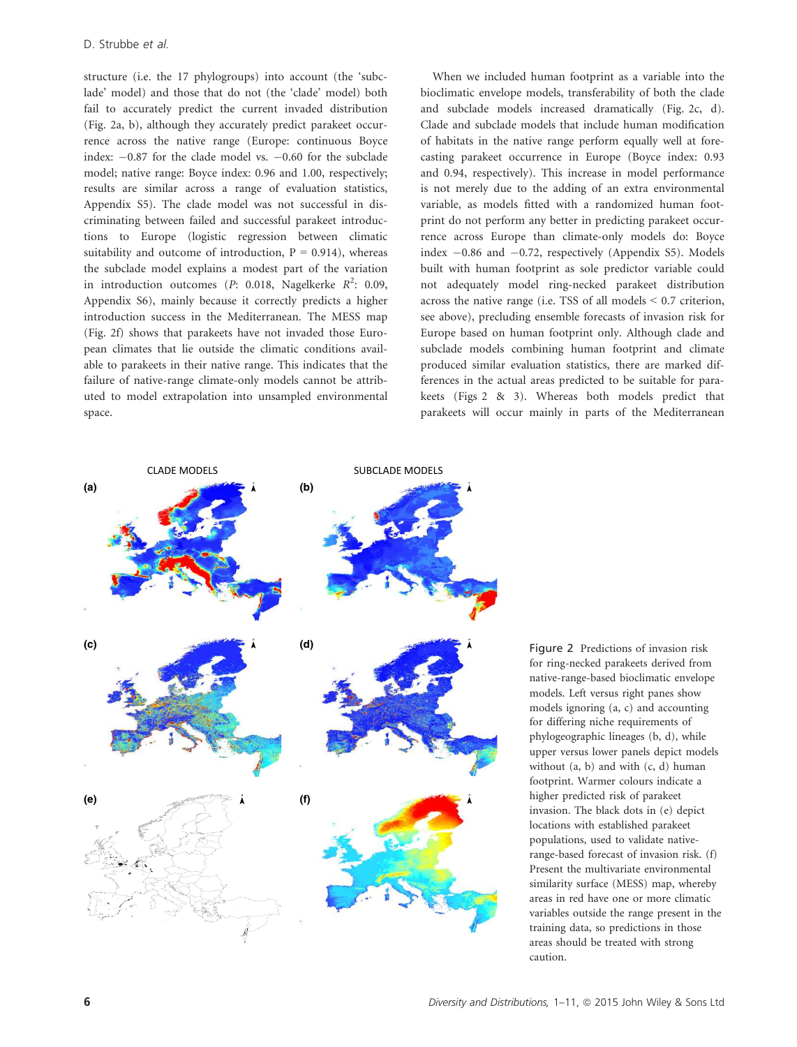structure (i.e. the 17 phylogroups) into account (the 'subclade' model) and those that do not (the 'clade' model) both fail to accurately predict the current invaded distribution (Fig. 2a, b), although they accurately predict parakeet occurrence across the native range (Europe: continuous Boyce index: −0.87 for the clade model vs. −0.60 for the subclade model; native range: Boyce index: 0.96 and 1.00, respectively; results are similar across a range of evaluation statistics, Appendix S5). The clade model was not successful in discriminating between failed and successful parakeet introductions to Europe (logistic regression between climatic suitability and outcome of introduction, P = 0.914), whereas the subclade model explains a modest part of the variation in introduction outcomes (*P*: 0.018, Nagelkerke $R^2$: 0.09, Appendix S6), mainly because it correctly predicts a higher introduction success in the Mediterranean. The MESS map (Fig. 2f) shows that parakeets have not invaded those European climates that lie outside the climatic conditions available to parakeets in their native range. This indicates that the failure of native-range climate-only models cannot be attributed to model extrapolation into unsampled environmental space.

When we included human footprint as a variable into the bioclimatic envelope models, transferability of both the clade and subclade models increased dramatically (Fig. 2c, d). Clade and subclade models that include human modification of habitats in the native range perform equally well at forecasting parakeet occurrence in Europe (Boyce index: 0.93 and 0.94, respectively). This increase in model performance is not merely due to the adding of an extra environmental variable, as models fitted with a randomized human footprint do not perform any better in predicting parakeet occurrence across Europe than climate-only models do: Boyce index −0.86 and −0.72, respectively (Appendix S5). Models built with human footprint as sole predictor variable could not adequately model ring-necked parakeet distribution across the native range (i.e. TSS of all models < 0.7 criterion, see above), precluding ensemble forecasts of invasion risk for Europe based on human footprint only. Although clade and subclade models combining human footprint and climate produced similar evaluation statistics, there are marked differences in the actual areas predicted to be suitable for parakeets (Figs 2 & 3). Whereas both models predict that parakeets will occur mainly in parts of the Mediterranean

Figure 2 Predictions of invasion risk for ring-necked parakeets derived from native-range-based bioclimatic envelope models. Left versus right panes show models ignoring (a, c) and accounting for differing niche requirements of phylogeographic lineages (b, d), while upper versus lower panels depict models without (a, b) and with (c, d) human footprint. Warmer colours indicate a higher predicted risk of parakeet invasion. The black dots in (e) depict locations with established parakeet populations, used to validate native-range-based forecast of invasion risk. (f) Present the multivariate environmental similarity surface (MESS) map, whereby areas in red have one or more climatic variables outside the range present in the training data, so predictions in those areas should be treated with strong caution.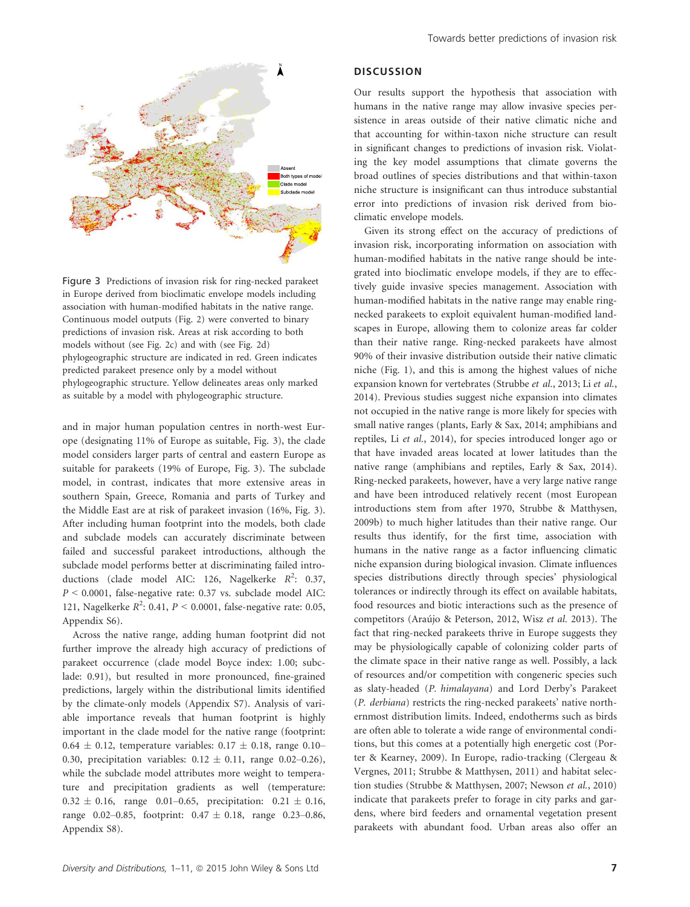Figure 3 Predictions of invasion risk for ring-necked parakeet in Europe derived from bioclimatic envelope models including association with human-modified habitats in the native range. Continuous model outputs (Fig. 2) were converted to binary predictions of invasion risk. Areas at risk according to both models without (see Fig. 2c) and with (see Fig. 2d) phylogeographic structure are indicated in red. Green indicates predicted parakeet presence only by a model without phylogeographic structure. Yellow delineates areas only marked as suitable by a model with phylogeographic structure.

and in major human population centres in north-west Europe (designating 11% of Europe as suitable, Fig. 3), the clade model considers larger parts of central and eastern Europe as suitable for parakeets (19% of Europe, Fig. 3). The subclade model, in contrast, indicates that more extensive areas in southern Spain, Greece, Romania and parts of Turkey and the Middle East are at risk of parakeet invasion (16%, Fig. 3). After including human footprint into the models, both clade and subclade models can accurately discriminate between failed and successful parakeet introductions, although the subclade model performs better at discriminating failed introductions (clade model AIC: 126, Nagelkerke $R^2$: 0.37, $P < 0.0001$, false-negative rate: 0.37 vs. subclade model AIC: 121, Nagelkerke $R^2$: 0.41, $P < 0.0001$, false-negative rate: 0.05, Appendix S6).

Across the native range, adding human footprint did not further improve the already high accuracy of predictions of parakeet occurrence (clade model Boyce index: 1.00; subclade: 0.91), but resulted in more pronounced, fine-grained predictions, largely within the distributional limits identified by the climate-only models (Appendix S7). Analysis of variable importance reveals that human footprint is highly important in the clade model for the native range (footprint: $0.64 \pm 0.12$, temperature variables: $0.17 \pm 0.18$, range 0.10–0.30, precipitation variables: $0.12 \pm 0.11$, range 0.02–0.26), while the subclade model attributes more weight to temperature and precipitation gradients as well (temperature: $0.32 \pm 0.16$, range 0.01–0.65, precipitation: $0.21 \pm 0.16$, range 0.02–0.85, footprint: $0.47 \pm 0.18$, range 0.23–0.86, Appendix S8).

## DISCUSSION

Our results support the hypothesis that association with humans in the native range may allow invasive species persistence in areas outside of their native climatic niche and that accounting for within-taxon niche structure can result in significant changes to predictions of invasion risk. Violating the key model assumptions that climate governs the broad outlines of species distributions and that within-taxon niche structure is insignificant can thus introduce substantial error into predictions of invasion risk derived from bioclimatic envelope models.

Given its strong effect on the accuracy of predictions of invasion risk, incorporating information on association with human-modified habitats in the native range should be integrated into bioclimatic envelope models, if they are to effectively guide invasive species management. Association with human-modified habitats in the native range may enable ring-necked parakeets to exploit equivalent human-modified landscapes in Europe, allowing them to colonize areas far colder than their native range. Ring-necked parakeets have almost 90% of their invasive distribution outside their native climatic niche (Fig. 1), and this is among the highest values of niche expansion known for vertebrates (Strubbe *et al.*, 2013; Li *et al.*, 2014). Previous studies suggest niche expansion into climates not occupied in the native range is more likely for species with small native ranges (plants, Early & Sax, 2014; amphibians and reptiles, Li *et al.*, 2014), for species introduced longer ago or that have invaded areas located at lower latitudes than the native range (amphibians and reptiles, Early & Sax, 2014). Ring-necked parakeets, however, have a very large native range and have been introduced relatively recent (most European introductions stem from after 1970, Strubbe & Matthysen, 2009b) to much higher latitudes than their native range. Our results thus identify, for the first time, association with humans in the native range as a factor influencing climatic niche expansion during biological invasion. Climate influences species distributions directly through species' physiological tolerances or indirectly through its effect on available habitats, food resources and biotic interactions such as the presence of competitors (Araújo & Peterson, 2012, Wisz *et al.* 2013). The fact that ring-necked parakeets thrive in Europe suggests they may be physiologically capable of colonizing colder parts of the climate space in their native range as well. Possibly, a lack of resources and/or competition with congeneric species such as slaty-headed (*P. himalayana*) and Lord Derby's Parakeet (*P. derbiana*) restricts the ring-necked parakeets' native northernmost distribution limits. Indeed, endotherms such as birds are often able to tolerate a wide range of environmental conditions, but this comes at a potentially high energetic cost (Porter & Kearney, 2009). In Europe, radio-tracking (Clergeau & Vergnes, 2011; Strubbe & Matthysen, 2011) and habitat selection studies (Strubbe & Matthysen, 2007; Newson *et al.*, 2010) indicate that parakeets prefer to forage in city parks and gardens, where bird feeders and ornamental vegetation present parakeets with abundant food. Urban areas also offer an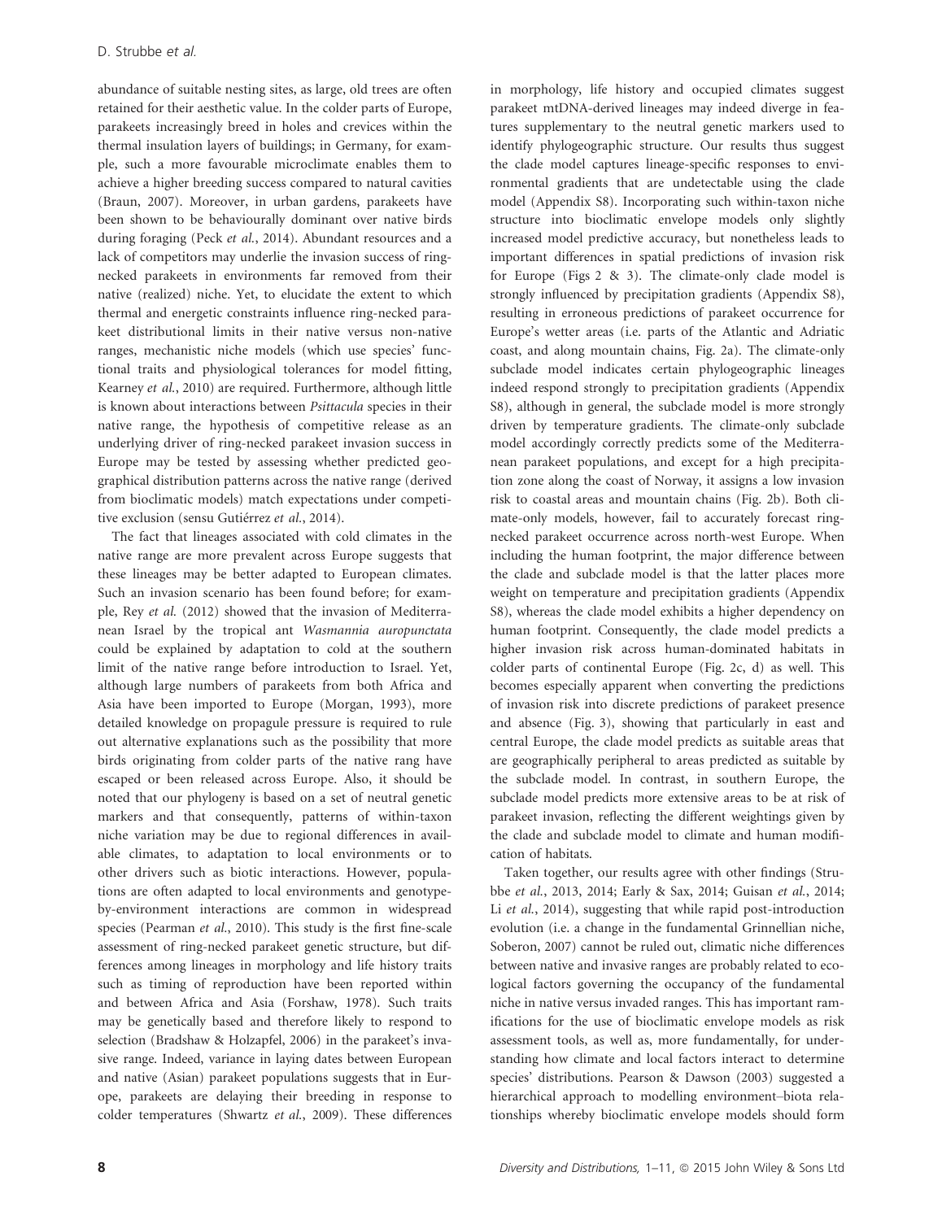abundance of suitable nesting sites, as large, old trees are often retained for their aesthetic value. In the colder parts of Europe, parakeets increasingly breed in holes and crevices within the thermal insulation layers of buildings; in Germany, for example, such a more favourable microclimate enables them to achieve a higher breeding success compared to natural cavities (Braun, 2007). Moreover, in urban gardens, parakeets have been shown to be behaviourally dominant over native birds during foraging (Peck *et al.*, 2014). Abundant resources and a lack of competitors may underlie the invasion success of ring-necked parakeets in environments far removed from their native (realized) niche. Yet, to elucidate the extent to which thermal and energetic constraints influence ring-necked parakeet distributional limits in their native versus non-native ranges, mechanistic niche models (which use species' functional traits and physiological tolerances for model fitting, Kearney *et al.*, 2010) are required. Furthermore, although little is known about interactions between *Psittacula* species in their native range, the hypothesis of competitive release as an underlying driver of ring-necked parakeet invasion success in Europe may be tested by assessing whether predicted geographical distribution patterns across the native range (derived from bioclimatic models) match expectations under competitive exclusion (sensu Gutiérrez *et al.*, 2014).

The fact that lineages associated with cold climates in the native range are more prevalent across Europe suggests that these lineages may be better adapted to European climates. Such an invasion scenario has been found before; for example, Rey *et al.* (2012) showed that the invasion of Mediterranean Israel by the tropical ant *Wasmannia auropunctata* could be explained by adaptation to cold at the southern limit of the native range before introduction to Israel. Yet, although large numbers of parakeets from both Africa and Asia have been imported to Europe (Morgan, 1993), more detailed knowledge on propagule pressure is required to rule out alternative explanations such as the possibility that more birds originating from colder parts of the native rang have escaped or been released across Europe. Also, it should be noted that our phylogeny is based on a set of neutral genetic markers and that consequently, patterns of within-taxon niche variation may be due to regional differences in available climates, to adaptation to local environments or to other drivers such as biotic interactions. However, populations are often adapted to local environments and genotype-by-environment interactions are common in widespread species (Pearman *et al.*, 2010). This study is the first fine-scale assessment of ring-necked parakeet genetic structure, but differences among lineages in morphology and life history traits such as timing of reproduction have been reported within and between Africa and Asia (Forshaw, 1978). Such traits may be genetically based and therefore likely to respond to selection (Bradshaw & Holzapfel, 2006) in the parakeet's invasive range. Indeed, variance in laying dates between European and native (Asian) parakeet populations suggests that in Europe, parakeets are delaying their breeding in response to colder temperatures (Shwartz *et al.*, 2009). These differences in morphology, life history and occupied climates suggest parakeet mtDNA-derived lineages may indeed diverge in features supplementary to the neutral genetic markers used to identify phylogeographic structure. Our results thus suggest the clade model captures lineage-specific responses to environmental gradients that are undetectable using the clade model (Appendix S8). Incorporating such within-taxon niche structure into bioclimatic envelope models only slightly increased model predictive accuracy, but nonetheless leads to important differences in spatial predictions of invasion risk for Europe (Figs 2 & 3). The climate-only clade model is strongly influenced by precipitation gradients (Appendix S8), resulting in erroneous predictions of parakeet occurrence for Europe's wetter areas (i.e. parts of the Atlantic and Adriatic coast, and along mountain chains, Fig. 2a). The climate-only subclade model indicates certain phylogeographic lineages indeed respond strongly to precipitation gradients (Appendix S8), although in general, the subclade model is more strongly driven by temperature gradients. The climate-only subclade model accordingly correctly predicts some of the Mediterranean parakeet populations, and except for a high precipitation zone along the coast of Norway, it assigns a low invasion risk to coastal areas and mountain chains (Fig. 2b). Both climate-only models, however, fail to accurately forecast ring-necked parakeet occurrence across north-west Europe. When including the human footprint, the major difference between the clade and subclade model is that the latter places more weight on temperature and precipitation gradients (Appendix S8), whereas the clade model exhibits a higher dependency on human footprint. Consequently, the clade model predicts a higher invasion risk across human-dominated habitats in colder parts of continental Europe (Fig. 2c, d) as well. This becomes especially apparent when converting the predictions of invasion risk into discrete predictions of parakeet presence and absence (Fig. 3), showing that particularly in east and central Europe, the clade model predicts as suitable areas that are geographically peripheral to areas predicted as suitable by the subclade model. In contrast, in southern Europe, the subclade model predicts more extensive areas to be at risk of parakeet invasion, reflecting the different weightings given by the clade and subclade model to climate and human modification of habitats.

Taken together, our results agree with other findings (Strubbe *et al.*, 2013, 2014; Early & Sax, 2014; Guisan *et al.*, 2014; Li *et al.*, 2014), suggesting that while rapid post-introduction evolution (i.e. a change in the fundamental Grinnellian niche, Soberon, 2007) cannot be ruled out, climatic niche differences between native and invasive ranges are probably related to ecological factors governing the occupancy of the fundamental niche in native versus invaded ranges. This has important ramifications for the use of bioclimatic envelope models as risk assessment tools, as well as, more fundamentally, for understanding how climate and local factors interact to determine species' distributions. Pearson & Dawson (2003) suggested a hierarchical approach to modelling environment–biota relationships whereby bioclimatic envelope models should form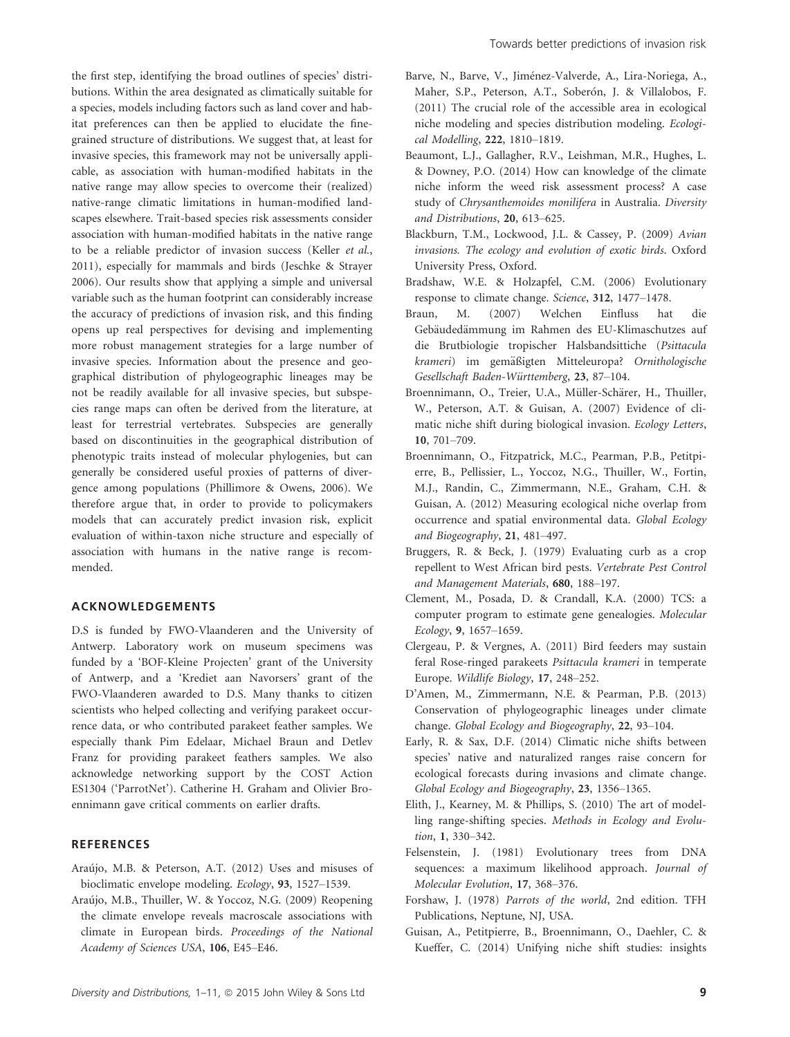the first step, identifying the broad outlines of species' distributions. Within the area designated as climatically suitable for a species, models including factors such as land cover and habitat preferences can then be applied to elucidate the fine-grained structure of distributions. We suggest that, at least for invasive species, this framework may not be universally applicable, as association with human-modified habitats in the native range may allow species to overcome their (realized) native-range climatic limitations in human-modified landscapes elsewhere. Trait-based species risk assessments consider association with human-modified habitats in the native range to be a reliable predictor of invasion success (Keller *et al.*, 2011), especially for mammals and birds (Jeschke & Strayer 2006). Our results show that applying a simple and universal variable such as the human footprint can considerably increase the accuracy of predictions of invasion risk, and this finding opens up real perspectives for devising and implementing more robust management strategies for a large number of invasive species. Information about the presence and geographical distribution of phylogeographic lineages may be not be readily available for all invasive species, but subspecies range maps can often be derived from the literature, at least for terrestrial vertebrates. Subspecies are generally based on discontinuities in the geographical distribution of phenotypic traits instead of molecular phylogenies, but can generally be considered useful proxies of patterns of divergence among populations (Phillimore & Owens, 2006). We therefore argue that, in order to provide to policymakers models that can accurately predict invasion risk, explicit evaluation of within-taxon niche structure and especially of association with humans in the native range is recommended.

## ACKNOWLEDGEMENTS

D.S is funded by FWO-Vlaanderen and the University of Antwerp. Laboratory work on museum specimens was funded by a 'BOF-Kleine Projecten' grant of the University of Antwerp, and a 'Krediet aan Navorsers' grant of the FWO-Vlaanderen awarded to D.S. Many thanks to citizen scientists who helped collecting and verifying parakeet occurrence data, or who contributed parakeet feather samples. We especially thank Pim Edelaar, Michael Braun and Detlev Franz for providing parakeet feathers samples. We also acknowledge networking support by the COST Action ES1304 ('ParrotNet'). Catherine H. Graham and Olivier Broennimann gave critical comments on earlier drafts.

## REFERENCES

Araújo, M.B. & Peterson, A.T. (2012) Uses and misuses of bioclimatic envelope modeling. *Ecology*, **93**, 1527–1539.

Araújo, M.B., Thuiller, W. & Yoccoz, N.G. (2009) Reopening the climate envelope reveals macroscale associations with climate in European birds. *Proceedings of the National Academy of Sciences USA*, **106**, E45–E46.

Barve, N., Barve, V., Jiménez-Valverde, A., Lira-Noriega, A., Maher, S.P., Peterson, A.T., Soberón, J. & Villalobos, F. (2011) The crucial role of the accessible area in ecological niche modeling and species distribution modeling. *Ecological Modelling*, **222**, 1810–1819.

Beaumont, L.J., Gallagher, R.V., Leishman, M.R., Hughes, L. & Downey, P.O. (2014) How can knowledge of the climate niche inform the weed risk assessment process? A case study of *Chrysanthemoides monilifera* in Australia. *Diversity and Distributions*, **20**, 613–625.

Blackburn, T.M., Lockwood, J.L. & Cassey, P. (2009) *Avian invasions. The ecology and evolution of exotic birds*. Oxford University Press, Oxford.

Bradshaw, W.E. & Holzapfel, C.M. (2006) Evolutionary response to climate change. *Science*, **312**, 1477–1478.

Braun, M. (2007) Welchen Einfluss hat die Gebäudedämmung im Rahmen des EU-Klimaschutzes auf die Brutbiologie tropischer Halsbandsittiche (*Psittacula krameri*) im gemäßigten Mitteleuropa? *Ornithologische Gesellschaft Baden-Württemberg*, **23**, 87–104.

Broennimann, O., Treier, U.A., Müller-Schärer, H., Thuiller, W., Peterson, A.T. & Guisan, A. (2007) Evidence of climatic niche shift during biological invasion. *Ecology Letters*, **10**, 701–709.

Broennimann, O., Fitzpatrick, M.C., Pearman, P.B., Petitpierre, B., Pellissier, L., Yoccoz, N.G., Thuiller, W., Fortin, M.J., Randin, C., Zimmermann, N.E., Graham, C.H. & Guisan, A. (2012) Measuring ecological niche overlap from occurrence and spatial environmental data. *Global Ecology and Biogeography*, **21**, 481–497.

Bruggers, R. & Beck, J. (1979) Evaluating curb as a crop repellent to West African bird pests. *Vertebrate Pest Control and Management Materials*, **680**, 188–197.

Clement, M., Posada, D. & Crandall, K.A. (2000) TCS: a computer program to estimate gene genealogies. *Molecular Ecology*, **9**, 1657–1659.

Clergeau, P. & Vergnes, A. (2011) Bird feeders may sustain feral Rose-ringed parakeets *Psittacula krameri* in temperate Europe. *Wildlife Biology*, **17**, 248–252.

D'Amen, M., Zimmermann, N.E. & Pearman, P.B. (2013) Conservation of phylogeographic lineages under climate change. *Global Ecology and Biogeography*, **22**, 93–104.

Early, R. & Sax, D.F. (2014) Climatic niche shifts between species' native and naturalized ranges raise concern for ecological forecasts during invasions and climate change. *Global Ecology and Biogeography*, **23**, 1356–1365.

Elith, J., Kearney, M. & Phillips, S. (2010) The art of modelling range-shifting species. *Methods in Ecology and Evolution*, **1**, 330–342.

Felsenstein, J. (1981) Evolutionary trees from DNA sequences: a maximum likelihood approach. *Journal of Molecular Evolution*, **17**, 368–376.

Forshaw, J. (1978) *Parrots of the world*, 2nd edition. TFH Publications, Neptune, NJ, USA.

Guisan, A., Petitpierre, B., Broennimann, O., Daehler, C. & Kueffer, C. (2014) Unifying niche shift studies: insights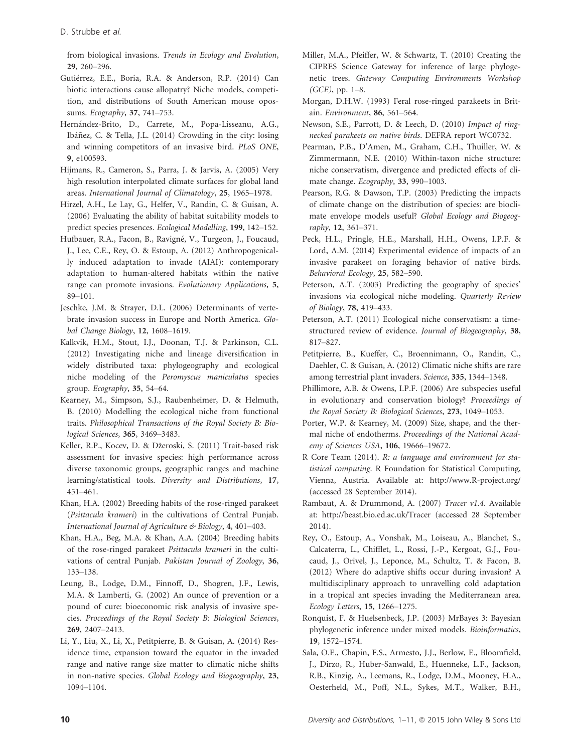from biological invasions. *Trends in Ecology and Evolution*, **29**, 260–296.

Gutiérrez, E.E., Boria, R.A. & Anderson, R.P. (2014) Can biotic interactions cause allopatry? Niche models, competition, and distributions of South American mouse opossums. *Ecography*, **37**, 741–753.

Hernández-Brito, D., Carrete, M., Popa-Lisseanu, A.G., Ibáñez, C. & Tella, J.L. (2014) Crowding in the city: losing and winning competitors of an invasive bird. *PLoS ONE*, **9**, e100593.

Hijmans, R., Cameron, S., Parra, J. & Jarvis, A. (2005) Very high resolution interpolated climate surfaces for global land areas. *International Journal of Climatology*, **25**, 1965–1978.

Hirzel, A.H., Le Lay, G., Helfer, V., Randin, C. & Guisan, A. (2006) Evaluating the ability of habitat suitability models to predict species presences. *Ecological Modelling*, **199**, 142–152.

Hufbauer, R.A., Facon, B., Ravigné, V., Turgeon, J., Foucaud, J., Lee, C.E., Rey, O. & Estoup, A. (2012) Anthropogenically induced adaptation to invade (AIAI): contemporary adaptation to human-altered habitats within the native range can promote invasions. *Evolutionary Applications*, **5**, 89–101.

Jeschke, J.M. & Strayer, D.L. (2006) Determinants of vertebrate invasion success in Europe and North America. *Global Change Biology*, **12**, 1608–1619.

Kalkvik, H.M., Stout, I.J., Doonan, T.J. & Parkinson, C.L. (2012) Investigating niche and lineage diversification in widely distributed taxa: phylogeography and ecological niche modeling of the *Peromyscus maniculatus* species group. *Ecography*, **35**, 54–64.

Kearney, M., Simpson, S.J., Raubenheimer, D. & Helmuth, B. (2010) Modelling the ecological niche from functional traits. *Philosophical Transactions of the Royal Society B: Biological Sciences*, **365**, 3469–3483.

Keller, R.P., Kocev, D. & Džeroski, S. (2011) Trait-based risk assessment for invasive species: high performance across diverse taxonomic groups, geographic ranges and machine learning/statistical tools. *Diversity and Distributions*, **17**, 451–461.

Khan, H.A. (2002) Breeding habits of the rose-ringed parakeet (*Psittacula krameri*) in the cultivations of Central Punjab. *International Journal of Agriculture & Biology*, **4**, 401–403.

Khan, H.A., Beg, M.A. & Khan, A.A. (2004) Breeding habits of the rose-ringed parakeet *Psittacula krameri* in the cultivations of central Punjab. *Pakistan Journal of Zoology*, **36**, 133–138.

Leung, B., Lodge, D.M., Finnoff, D., Shogren, J.F., Lewis, M.A. & Lamberti, G. (2002) An ounce of prevention or a pound of cure: bioeconomic risk analysis of invasive species. *Proceedings of the Royal Society B: Biological Sciences*, **269**, 2407–2413.

Li, Y., Liu, X., Li, X., Petitpierre, B. & Guisan, A. (2014) Residence time, expansion toward the equator in the invaded range and native range size matter to climatic niche shifts in non-native species. *Global Ecology and Biogeography*, **23**, 1094–1104.

Miller, M.A., Pfeiffer, W. & Schwartz, T. (2010) Creating the CIPRES Science Gateway for inference of large phylogenetic trees. *Gateway Computing Environments Workshop (GCE)*, pp. 1–8.

Morgan, D.H.W. (1993) Feral rose-ringed parakeets in Britain. *Environment*, **86**, 561–564.

Newson, S.E., Parrott, D. & Leech, D. (2010) *Impact of ring-necked parakeets on native birds*. DEFRA report WC0732.

Pearman, P.B., D'Amen, M., Graham, C.H., Thuiller, W. & Zimmermann, N.E. (2010) Within-taxon niche structure: niche conservatism, divergence and predicted effects of climate change. *Ecography*, **33**, 990–1003.

Pearson, R.G. & Dawson, T.P. (2003) Predicting the impacts of climate change on the distribution of species: are bioclimate envelope models useful? *Global Ecology and Biogeography*, **12**, 361–371.

Peck, H.L., Pringle, H.E., Marshall, H.H., Owens, I.P.F. & Lord, A.M. (2014) Experimental evidence of impacts of an invasive parakeet on foraging behavior of native birds. *Behavioral Ecology*, **25**, 582–590.

Peterson, A.T. (2003) Predicting the geography of species' invasions via ecological niche modeling. *Quarterly Review of Biology*, **78**, 419–433.

Peterson, A.T. (2011) Ecological niche conservatism: a time-structured review of evidence. *Journal of Biogeography*, **38**, 817–827.

Petitpierre, B., Kueffer, C., Broennimann, O., Randin, C., Daehler, C. & Guisan, A. (2012) Climatic niche shifts are rare among terrestrial plant invaders. *Science*, **335**, 1344–1348.

Phillimore, A.B. & Owens, I.P.F. (2006) Are subspecies useful in evolutionary and conservation biology? *Proceedings of the Royal Society B: Biological Sciences*, **273**, 1049–1053.

Porter, W.P. & Kearney, M. (2009) Size, shape, and the thermal niche of endotherms. *Proceedings of the National Academy of Sciences USA*, **106**, 19666–19672.

R Core Team (2014). *R: a language and environment for statistical computing*. R Foundation for Statistical Computing, Vienna, Austria. Available at: http://www.R-project.org/ (accessed 28 September 2014).

Rambaut, A. & Drummond, A. (2007) *Tracer v1.4*. Available at: http://beast.bio.ed.ac.uk/Tracer (accessed 28 September 2014).

Rey, O., Estoup, A., Vonshak, M., Loiseau, A., Blanchet, S., Calcaterra, L., Chifflet, L., Rossi, J.-P., Kergoat, G.J., Foucaud, J., Orivel, J., Leponce, M., Schultz, T. & Facon, B. (2012) Where do adaptive shifts occur during invasion? A multidisciplinary approach to unravelling cold adaptation in a tropical ant species invading the Mediterranean area. *Ecology Letters*, **15**, 1266–1275.

Ronquist, F. & Huelsenbeck, J.P. (2003) MrBayes 3: Bayesian phylogenetic inference under mixed models. *Bioinformatics*, **19**, 1572–1574.

Sala, O.E., Chapin, F.S., Armesto, J.J., Berlow, E., Bloomfield, J., Dirzo, R., Huber-Sanwald, E., Huenneke, L.F., Jackson, R.B., Kinzig, A., Leemans, R., Lodge, D.M., Mooney, H.A., Oesterheld, M., Poff, N.L., Sykes, M.T., Walker, B.H.,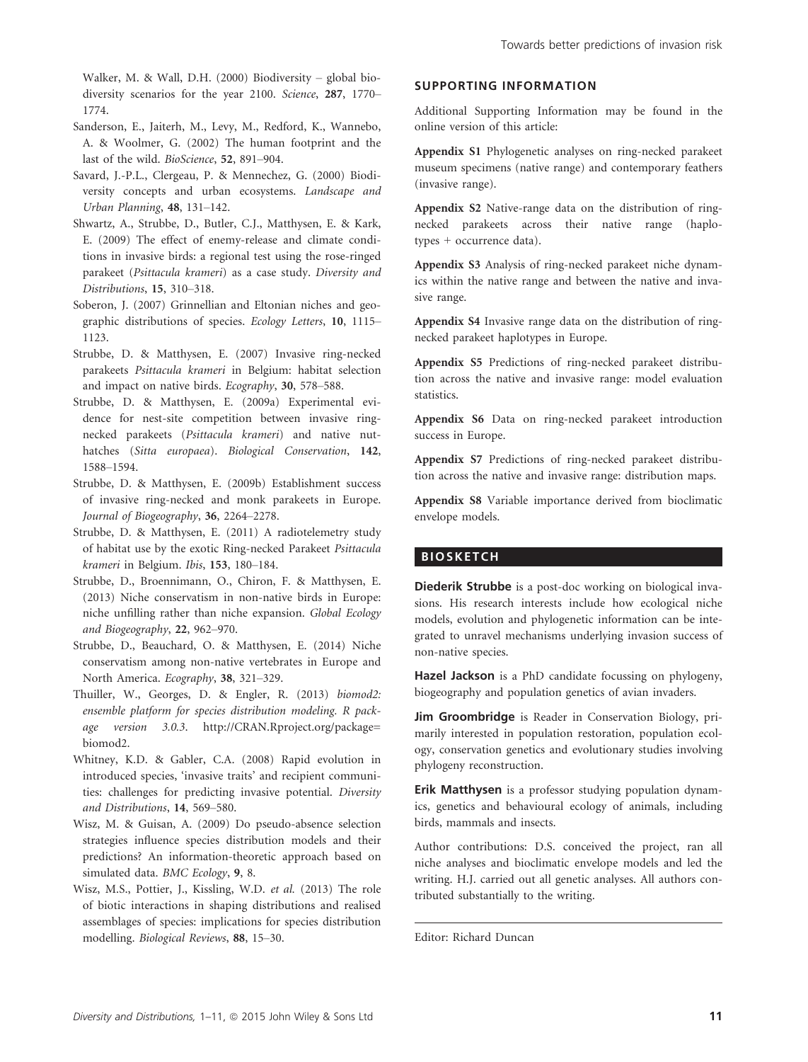Walker, M. & Wall, D.H. (2000) Biodiversity – global biodiversity scenarios for the year 2100. *Science*, **287**, 1770–1774.

Sanderson, E., Jaiterh, M., Levy, M., Redford, K., Wannebo, A. & Woolmer, G. (2002) The human footprint and the last of the wild. *BioScience*, **52**, 891–904.

Savard, J.-P.L., Clergeau, P. & Mennechez, G. (2000) Biodiversity concepts and urban ecosystems. *Landscape and Urban Planning*, **48**, 131–142.

Shwartz, A., Strubbe, D., Butler, C.J., Matthysen, E. & Kark, E. (2009) The effect of enemy-release and climate conditions in invasive birds: a regional test using the rose-ringed parakeet (*Psittacula krameri*) as a case study. *Diversity and Distributions*, **15**, 310–318.

Soberon, J. (2007) Grinnellian and Eltonian niches and geographic distributions of species. *Ecology Letters*, **10**, 1115–1123.

Strubbe, D. & Matthysen, E. (2007) Invasive ring-necked parakeets *Psittacula krameri* in Belgium: habitat selection and impact on native birds. *Ecography*, **30**, 578–588.

Strubbe, D. & Matthysen, E. (2009a) Experimental evidence for nest-site competition between invasive ring-necked parakeets (*Psittacula krameri*) and native nuthatches (*Sitta europaea*). *Biological Conservation*, **142**, 1588–1594.

Strubbe, D. & Matthysen, E. (2009b) Establishment success of invasive ring-necked and monk parakeets in Europe. *Journal of Biogeography*, **36**, 2264–2278.

Strubbe, D. & Matthysen, E. (2011) A radiotelemetry study of habitat use by the exotic Ring-necked Parakeet *Psittacula krameri* in Belgium. *Ibis*, **153**, 180–184.

Strubbe, D., Broennimann, O., Chiron, F. & Matthysen, E. (2013) Niche conservatism in non-native birds in Europe: niche unfilling rather than niche expansion. *Global Ecology and Biogeography*, **22**, 962–970.

Strubbe, D., Beauchard, O. & Matthysen, E. (2014) Niche conservatism among non-native vertebrates in Europe and North America. *Ecography*, **38**, 321–329.

Thuiller, W., Georges, D. & Engler, R. (2013) *biomod2: ensemble platform for species distribution modeling. R package version 3.0.3*. http://CRAN.Rproject.org/package=biomod2.

Whitney, K.D. & Gabler, C.A. (2008) Rapid evolution in introduced species, 'invasive traits' and recipient communities: challenges for predicting invasive potential. *Diversity and Distributions*, **14**, 569–580.

Wisz, M. & Guisan, A. (2009) Do pseudo-absence selection strategies influence species distribution models and their predictions? An information-theoretic approach based on simulated data. *BMC Ecology*, **9**, 8.

Wisz, M.S., Pottier, J., Kissling, W.D. *et al.* (2013) The role of biotic interactions in shaping distributions and realised assemblages of species: implications for species distribution modelling. *Biological Reviews*, **88**, 15–30.

## SUPPORTING INFORMATION

Additional Supporting Information may be found in the online version of this article:

**Appendix S1** Phylogenetic analyses on ring-necked parakeet museum specimens (native range) and contemporary feathers (invasive range).

**Appendix S2** Native-range data on the distribution of ring-necked parakeets across their native range (haplotypes + occurrence data).

**Appendix S3** Analysis of ring-necked parakeet niche dynamics within the native range and between the native and invasive range.

**Appendix S4** Invasive range data on the distribution of ring-necked parakeet haplotypes in Europe.

**Appendix S5** Predictions of ring-necked parakeet distribution across the native and invasive range: model evaluation statistics.

**Appendix S6** Data on ring-necked parakeet introduction success in Europe.

**Appendix S7** Predictions of ring-necked parakeet distribution across the native and invasive range: distribution maps.

**Appendix S8** Variable importance derived from bioclimatic envelope models.

## BIOSKETCH

**Diederik Strubbe** is a post-doc working on biological invasions. His research interests include how ecological niche models, evolution and phylogenetic information can be integrated to unravel mechanisms underlying invasion success of non-native species.

**Hazel Jackson** is a PhD candidate focussing on phylogeny, biogeography and population genetics of avian invaders.

**Jim Groombridge** is Reader in Conservation Biology, primarily interested in population restoration, population ecology, conservation genetics and evolutionary studies involving phylogeny reconstruction.

**Erik Matthysen** is a professor studying population dynamics, genetics and behavioural ecology of animals, including birds, mammals and insects.

Author contributions: D.S. conceived the project, ran all niche analyses and bioclimatic envelope models and led the writing. H.J. carried out all genetic analyses. All authors contributed substantially to the writing.

Editor: Richard Duncan